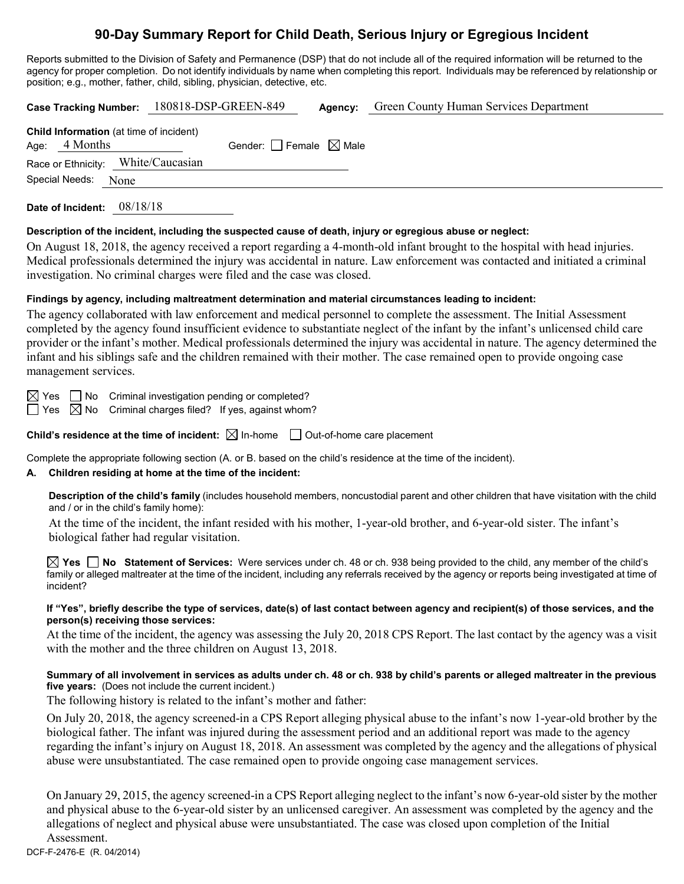# 90-Day Summary Report for Child Death, Serious Injury or Egregious Incident

Reports submitted to the Division of Safety and Permanence (DSP) that do not include all of the required information will be returned to the agency for proper completion. Do not identify individuals by name when completing this report. Individuals may be referenced by relationship or position; e.g., mother, father, child, sibling, physician, detective, etc.

**Case Tracking Number:** 180818-DSP-GREEN-849 **Agency:** Green County Human Services Department

**Child Information** (at time of incident)

Age: 4 Months Gender: ☐ Female ☒ Male

Race or Ethnicity: White/Caucasian

Special Needs: None

**Date of Incident:** 08/18/18

**Description of the incident, including the suspected cause of death, injury or egregious abuse or neglect:**

On August 18, 2018, the agency received a report regarding a 4-month-old infant brought to the hospital with head injuries. Medical professionals determined the injury was accidental in nature. Law enforcement was contacted and initiated a criminal investigation. No criminal charges were filed and the case was closed.

**Findings by agency, including maltreatment determination and material circumstances leading to incident:**

The agency collaborated with law enforcement and medical personnel to complete the assessment. The Initial Assessment completed by the agency found insufficient evidence to substantiate neglect of the infant by the infant's unlicensed child care provider or the infant's mother. Medical professionals determined the injury was accidental in nature. The agency determined the infant and his siblings safe and the children remained with their mother. The case remained open to provide ongoing case management services.

☒ Yes ☐ No Criminal investigation pending or completed?

☐ Yes ☒ No Criminal charges filed? If yes, against whom?

**Child's residence at the time of incident:** ☒ In-home ☐ Out-of-home care placement

Complete the appropriate following section (A. or B. based on the child's residence at the time of the incident).

**A. Children residing at home at the time of the incident:**

**Description of the child's family** (includes household members, noncustodial parent and other children that have visitation with the child and / or in the child's family home):

At the time of the incident, the infant resided with his mother, 1-year-old brother, and 6-year-old sister. The infant's biological father had regular visitation.

☒ **Yes** ☐ **No Statement of Services:** Were services under ch. 48 or ch. 938 being provided to the child, any member of the child's family or alleged maltreater at the time of the incident, including any referrals received by the agency or reports being investigated at time of incident?

**If "Yes", briefly describe the type of services, date(s) of last contact between agency and recipient(s) of those services, and the person(s) receiving those services:**

At the time of the incident, the agency was assessing the July 20, 2018 CPS Report. The last contact by the agency was a visit with the mother and the three children on August 13, 2018.

**Summary of all involvement in services as adults under ch. 48 or ch. 938 by child's parents or alleged maltreater in the previous five years:** (Does not include the current incident.)

The following history is related to the infant's mother and father:

On July 20, 2018, the agency screened-in a CPS Report alleging physical abuse to the infant's now 1-year-old brother by the biological father. The infant was injured during the assessment period and an additional report was made to the agency regarding the infant's injury on August 18, 2018. An assessment was completed by the agency and the allegations of physical abuse were unsubstantiated. The case remained open to provide ongoing case management services.

On January 29, 2015, the agency screened-in a CPS Report alleging neglect to the infant's now 6-year-old sister by the mother and physical abuse to the 6-year-old sister by an unlicensed caregiver. An assessment was completed by the agency and the allegations of neglect and physical abuse were unsubstantiated. The case was closed upon completion of the Initial Assessment.

DCF-F-2476-E (R. 04/2014)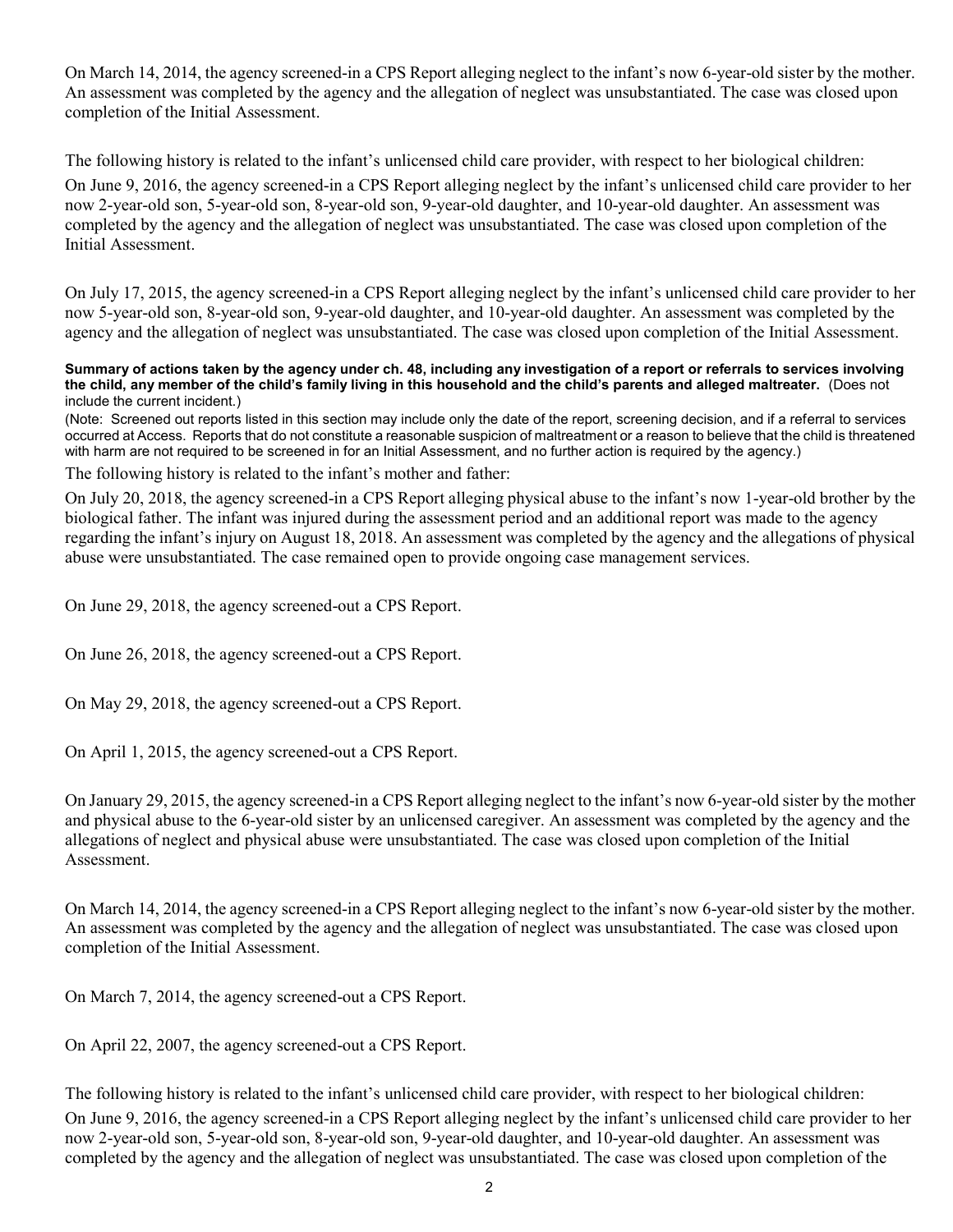On March 14, 2014, the agency screened-in a CPS Report alleging neglect to the infant's now 6-year-old sister by the mother. An assessment was completed by the agency and the allegation of neglect was unsubstantiated. The case was closed upon completion of the Initial Assessment.

The following history is related to the infant's unlicensed child care provider, with respect to her biological children:

On June 9, 2016, the agency screened-in a CPS Report alleging neglect by the infant's unlicensed child care provider to her now 2-year-old son, 5-year-old son, 8-year-old son, 9-year-old daughter, and 10-year-old daughter. An assessment was completed by the agency and the allegation of neglect was unsubstantiated. The case was closed upon completion of the Initial Assessment.

On July 17, 2015, the agency screened-in a CPS Report alleging neglect by the infant's unlicensed child care provider to her now 5-year-old son, 8-year-old son, 9-year-old daughter, and 10-year-old daughter. An assessment was completed by the agency and the allegation of neglect was unsubstantiated. The case was closed upon completion of the Initial Assessment.

**Summary of actions taken by the agency under ch. 48, including any investigation of a report or referrals to services involving the child, any member of the child's family living in this household and the child's parents and alleged maltreater.** (Does not include the current incident.)

(Note: Screened out reports listed in this section may include only the date of the report, screening decision, and if a referral to services occurred at Access. Reports that do not constitute a reasonable suspicion of maltreatment or a reason to believe that the child is threatened with harm are not required to be screened in for an Initial Assessment, and no further action is required by the agency.)

The following history is related to the infant's mother and father:

On July 20, 2018, the agency screened-in a CPS Report alleging physical abuse to the infant's now 1-year-old brother by the biological father. The infant was injured during the assessment period and an additional report was made to the agency regarding the infant's injury on August 18, 2018. An assessment was completed by the agency and the allegations of physical abuse were unsubstantiated. The case remained open to provide ongoing case management services.

On June 29, 2018, the agency screened-out a CPS Report.

On June 26, 2018, the agency screened-out a CPS Report.

On May 29, 2018, the agency screened-out a CPS Report.

On April 1, 2015, the agency screened-out a CPS Report.

On January 29, 2015, the agency screened-in a CPS Report alleging neglect to the infant's now 6-year-old sister by the mother and physical abuse to the 6-year-old sister by an unlicensed caregiver. An assessment was completed by the agency and the allegations of neglect and physical abuse were unsubstantiated. The case was closed upon completion of the Initial Assessment.

On March 14, 2014, the agency screened-in a CPS Report alleging neglect to the infant's now 6-year-old sister by the mother. An assessment was completed by the agency and the allegation of neglect was unsubstantiated. The case was closed upon completion of the Initial Assessment.

On March 7, 2014, the agency screened-out a CPS Report.

On April 22, 2007, the agency screened-out a CPS Report.

The following history is related to the infant's unlicensed child care provider, with respect to her biological children:

On June 9, 2016, the agency screened-in a CPS Report alleging neglect by the infant's unlicensed child care provider to her now 2-year-old son, 5-year-old son, 8-year-old son, 9-year-old daughter, and 10-year-old daughter. An assessment was completed by the agency and the allegation of neglect was unsubstantiated. The case was closed upon completion of the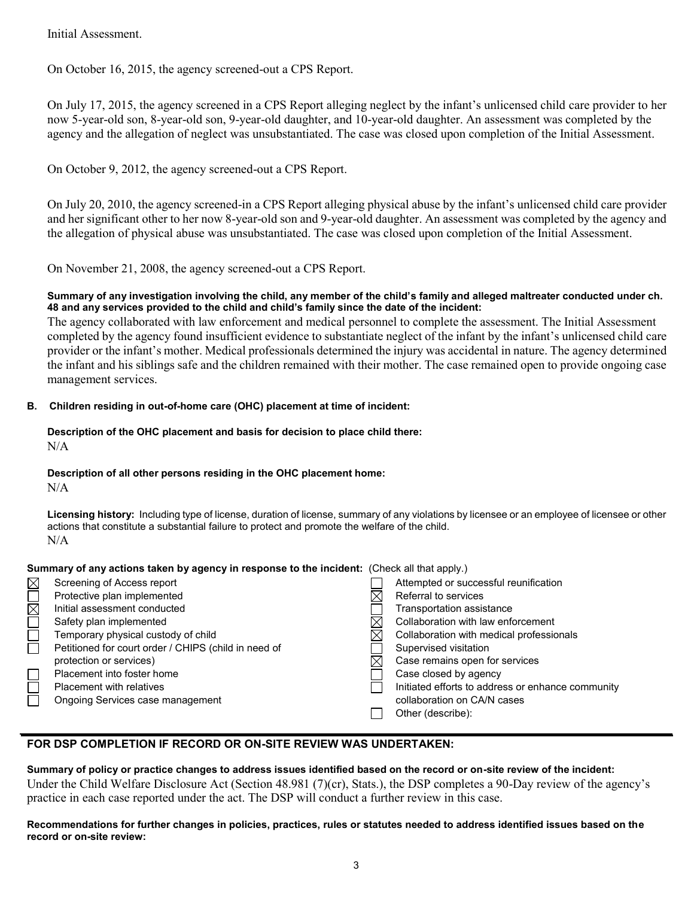Initial Assessment.

On October 16, 2015, the agency screened-out a CPS Report.

On July 17, 2015, the agency screened in a CPS Report alleging neglect by the infant's unlicensed child care provider to her now 5-year-old son, 8-year-old son, 9-year-old daughter, and 10-year-old daughter. An assessment was completed by the agency and the allegation of neglect was unsubstantiated. The case was closed upon completion of the Initial Assessment.

On October 9, 2012, the agency screened-out a CPS Report.

On July 20, 2010, the agency screened-in a CPS Report alleging physical abuse by the infant's unlicensed child care provider and her significant other to her now 8-year-old son and 9-year-old daughter. An assessment was completed by the agency and the allegation of physical abuse was unsubstantiated. The case was closed upon completion of the Initial Assessment.

On November 21, 2008, the agency screened-out a CPS Report.

**Summary of any investigation involving the child, any member of the child's family and alleged maltreater conducted under ch. 48 and any services provided to the child and child's family since the date of the incident:**

The agency collaborated with law enforcement and medical personnel to complete the assessment. The Initial Assessment completed by the agency found insufficient evidence to substantiate neglect of the infant by the infant's unlicensed child care provider or the infant's mother. Medical professionals determined the injury was accidental in nature. The agency determined the infant and his siblings safe and the children remained with their mother. The case remained open to provide ongoing case management services.

**B. Children residing in out-of-home care (OHC) placement at time of incident:**

**Description of the OHC placement and basis for decision to place child there:**
N/A

**Description of all other persons residing in the OHC placement home:**
N/A

**Licensing history:** Including type of license, duration of license, summary of any violations by licensee or an employee of licensee or other actions that constitute a substantial failure to protect and promote the welfare of the child.
N/A

**Summary of any actions taken by agency in response to the incident:** (Check all that apply.)

- [x] Screening of Access report
- [ ] Protective plan implemented
- [x] Initial assessment conducted
- [ ] Safety plan implemented
- [ ] Temporary physical custody of child
- [ ] Petitioned for court order / CHIPS (child in need of protection or services)
- [ ] Placement into foster home
- [ ] Placement with relatives
- [ ] Ongoing Services case management
- [ ] Attempted or successful reunification
- [x] Referral to services
- [ ] Transportation assistance
- [x] Collaboration with law enforcement
- [x] Collaboration with medical professionals
- [ ] Supervised visitation
- [x] Case remains open for services
- [ ] Case closed by agency
- [ ] Initiated efforts to address or enhance community collaboration on CA/N cases
- [ ] Other (describe):

## FOR DSP COMPLETION IF RECORD OR ON-SITE REVIEW WAS UNDERTAKEN:

**Summary of policy or practice changes to address issues identified based on the record or on-site review of the incident:**

Under the Child Welfare Disclosure Act (Section 48.981 (7)(cr), Stats.), the DSP completes a 90-Day review of the agency's practice in each case reported under the act. The DSP will conduct a further review in this case.

**Recommendations for further changes in policies, practices, rules or statutes needed to address identified issues based on the record or on-site review:**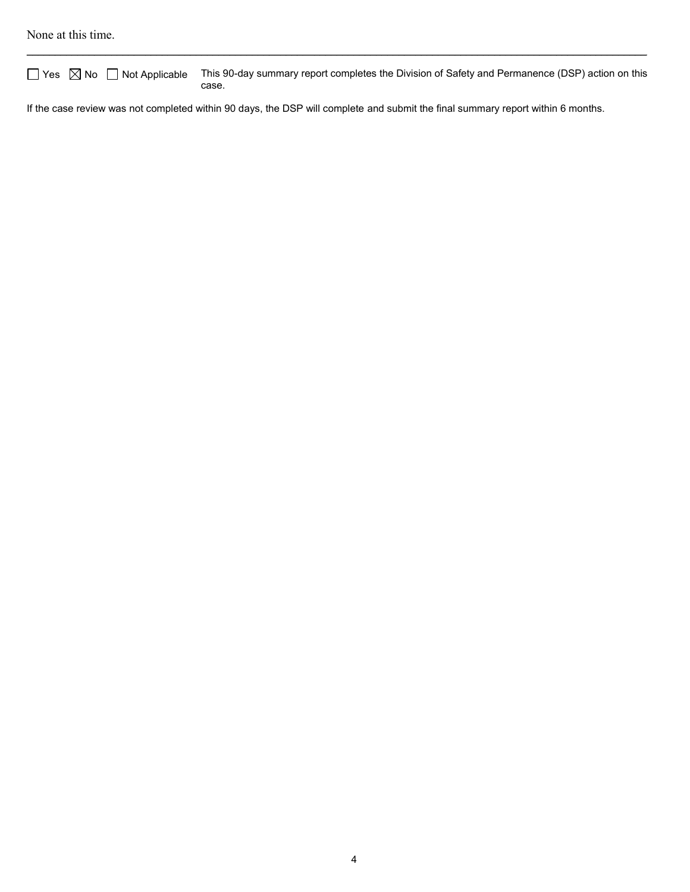None at this time.

---

☐ Yes ☒ No ☐ Not Applicable This 90-day summary report completes the Division of Safety and Permanence (DSP) action on this case.

If the case review was not completed within 90 days, the DSP will complete and submit the final summary report within 6 months.